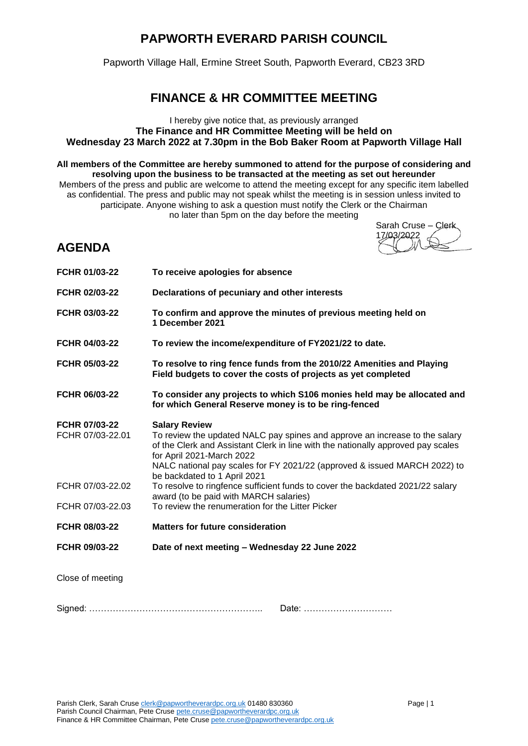# PAPWORTH EVERARD PARISH COUNCIL

Papworth Village Hall, Ermine Street South, Papworth Everard, CB23 3RD

## FINANCE & HR COMMITTEE MEETING

I hereby give notice that, as previously arranged
**The Finance and HR Committee Meeting will be held on**
**Wednesday 23 March 2022 at 7.30pm in the Bob Baker Room at Papworth Village Hall**

**All members of the Committee are hereby summoned to attend for the purpose of considering and resolving upon the business to be transacted at the meeting as set out hereunder**
Members of the press and public are welcome to attend the meeting except for any specific item labelled as confidential. The press and public may not speak whilst the meeting is in session unless invited to participate. Anyone wishing to ask a question must notify the Clerk or the Chairman no later than 5pm on the day before the meeting

Sarah Cruse – Clerk
17/03/2022

## AGENDA

| | |
|---|---|
| **FCHR 01/03-22** | **To receive apologies for absence** |
| **FCHR 02/03-22** | **Declarations of pecuniary and other interests** |
| **FCHR 03/03-22** | **To confirm and approve the minutes of previous meeting held on 1 December 2021** |
| **FCHR 04/03-22** | **To review the income/expenditure of FY2021/22 to date.** |
| **FCHR 05/03-22** | **To resolve to ring fence funds from the 2010/22 Amenities and Playing Field budgets to cover the costs of projects as yet completed** |
| **FCHR 06/03-22** | **To consider any projects to which S106 monies held may be allocated and for which General Reserve money is to be ring-fenced** |
| **FCHR 07/03-22** | **Salary Review** |
| FCHR 07/03-22.01 | To review the updated NALC pay spines and approve an increase to the salary of the Clerk and Assistant Clerk in line with the nationally approved pay scales for April 2021-March 2022<br>NALC national pay scales for FY 2021/22 (approved & issued MARCH 2022) to be backdated to 1 April 2021 |
| FCHR 07/03-22.02 | To resolve to ringfence sufficient funds to cover the backdated 2021/22 salary award (to be paid with MARCH salaries) |
| FCHR 07/03-22.03 | To review the renumeration for the Litter Picker |
| **FCHR 08/03-22** | **Matters for future consideration** |
| **FCHR 09/03-22** | **Date of next meeting – Wednesday 22 June 2022** |

Close of meeting

Signed: ………………………………………………….. Date: …………………………

Parish Clerk, Sarah Cruse clerk@papwortheverardpc.org.uk 01480 830360
Parish Council Chairman, Pete Cruse pete.cruse@papwortheverardpc.org.uk
Finance & HR Committee Chairman, Pete Cruse pete.cruse@papwortheverardpc.org.uk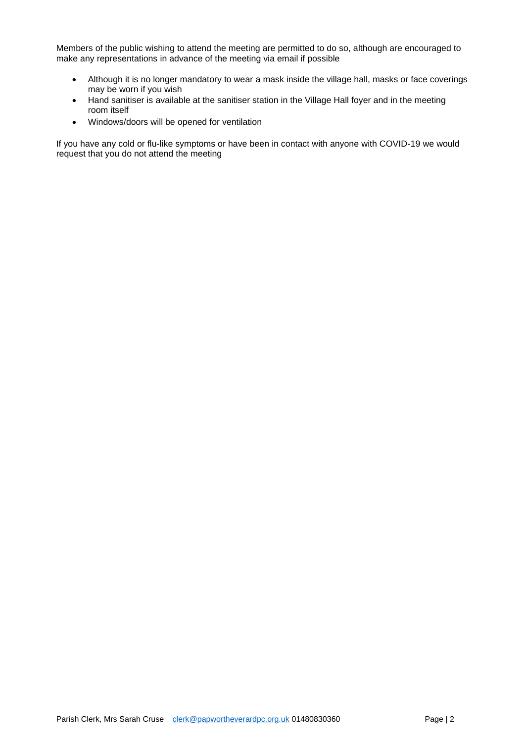Members of the public wishing to attend the meeting are permitted to do so, although are encouraged to make any representations in advance of the meeting via email if possible

- Although it is no longer mandatory to wear a mask inside the village hall, masks or face coverings may be worn if you wish
- Hand sanitiser is available at the sanitiser station in the Village Hall foyer and in the meeting room itself
- Windows/doors will be opened for ventilation

If you have any cold or flu-like symptoms or have been in contact with anyone with COVID-19 we would request that you do not attend the meeting